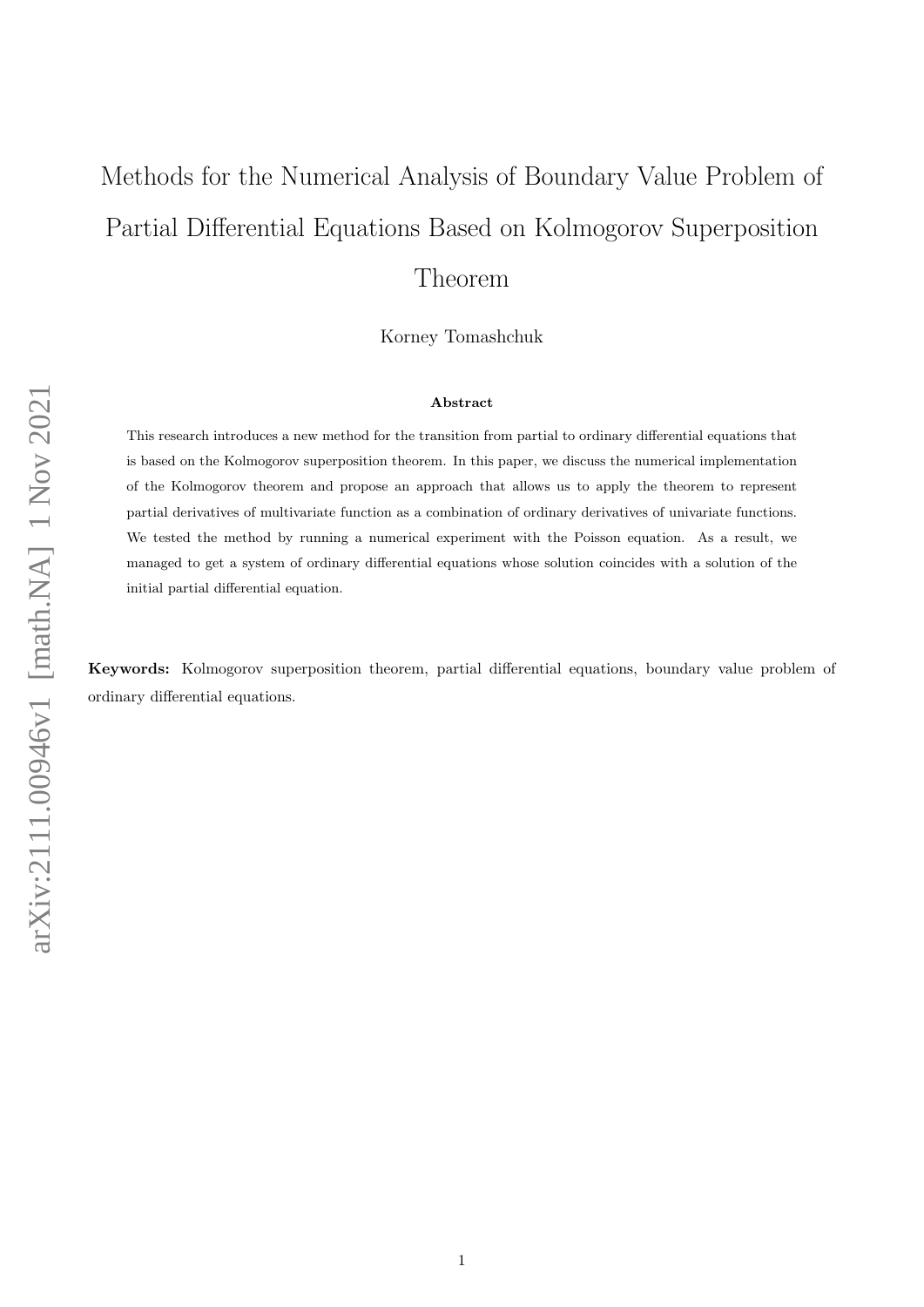# Methods for the Numerical Analysis of Boundary Value Problem of Partial Differential Equations Based on Kolmogorov Superposition Theorem

Korney Tomashchuk

### Abstract

This research introduces a new method for the transition from partial to ordinary differential equations that is based on the Kolmogorov superposition theorem. In this paper, we discuss the numerical implementation of the Kolmogorov theorem and propose an approach that allows us to apply the theorem to represent partial derivatives of multivariate function as a combination of ordinary derivatives of univariate functions. We tested the method by running a numerical experiment with the Poisson equation. As a result, we managed to get a system of ordinary differential equations whose solution coincides with a solution of the initial partial differential equation.

**Keywords:** Kolmogorov superposition theorem, partial differential equations, boundary value problem of ordinary differential equations.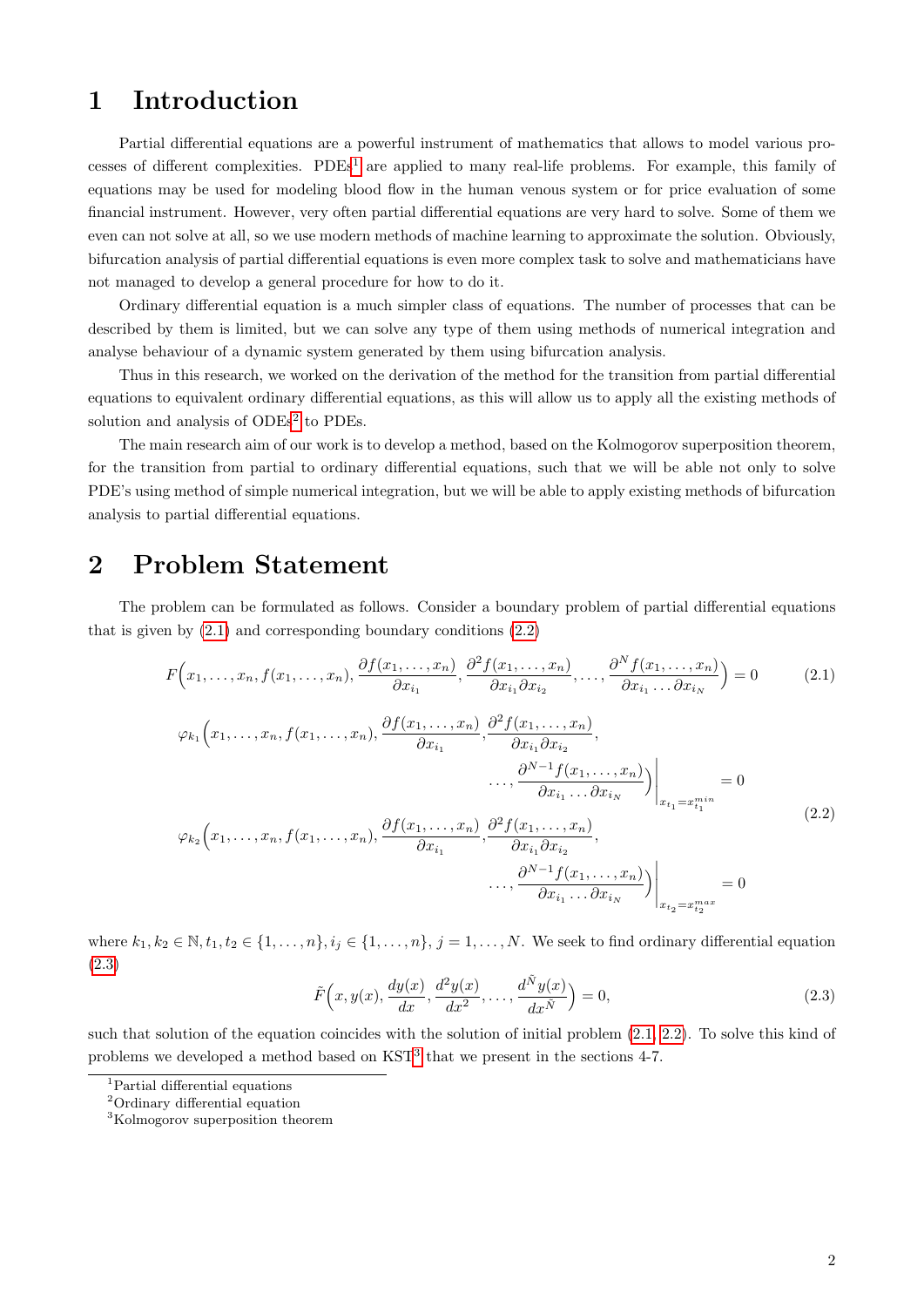# 1 Introduction

Partial differential equations are a powerful instrument of mathematics that allows to model various processes of different complexities. PDEs[1] are applied to many real-life problems. For example, this family of equations may be used for modeling blood flow in the human venous system or for price evaluation of some financial instrument. However, very often partial differential equations are very hard to solve. Some of them we even can not solve at all, so we use modern methods of machine learning to approximate the solution. Obviously, bifurcation analysis of partial differential equations is even more complex task to solve and mathematicians have not managed to develop a general procedure for how to do it.

Ordinary differential equation is a much simpler class of equations. The number of processes that can be described by them is limited, but we can solve any type of them using methods of numerical integration and analyse behaviour of a dynamic system generated by them using bifurcation analysis.

Thus in this research, we worked on the derivation of the method for the transition from partial differential equations to equivalent ordinary differential equations, as this will allow us to apply all the existing methods of solution and analysis of ODEs[2] to PDEs.

The main research aim of our work is to develop a method, based on the Kolmogorov superposition theorem, for the transition from partial to ordinary differential equations, such that we will be able not only to solve PDE's using method of simple numerical integration, but we will be able to apply existing methods of bifurcation analysis to partial differential equations.

# 2 Problem Statement

The problem can be formulated as follows. Consider a boundary problem of partial differential equations that is given by (2.1) and corresponding boundary conditions (2.2)

$$F\Big(x_1, \ldots, x_n, f(x_1, \ldots, x_n), \frac{\partial f(x_1, \ldots, x_n)}{\partial x_{i_1}}, \frac{\partial^2 f(x_1, \ldots, x_n)}{\partial x_{i_1} \partial x_{i_2}}, \ldots, \frac{\partial^N f(x_1, \ldots, x_n)}{\partial x_{i_1} \ldots \partial x_{i_N}}\Big) = 0 \tag{2.1}$$

$$\begin{aligned}
&\varphi_{k_1}\Big(x_1, \ldots, x_n, f(x_1, \ldots, x_n), \frac{\partial f(x_1, \ldots, x_n)}{\partial x_{i_1}}, \frac{\partial^2 f(x_1, \ldots, x_n)}{\partial x_{i_1} \partial x_{i_2}}, \\
&\qquad\qquad \ldots, \frac{\partial^{N-1} f(x_1, \ldots, x_n)}{\partial x_{i_1} \ldots \partial x_{i_N}}\Big)\Big|_{x_{t_1} = x_{t_1}^{min}} = 0 \\
&\varphi_{k_2}\Big(x_1, \ldots, x_n, f(x_1, \ldots, x_n), \frac{\partial f(x_1, \ldots, x_n)}{\partial x_{i_1}}, \frac{\partial^2 f(x_1, \ldots, x_n)}{\partial x_{i_1} \partial x_{i_2}}, \\
&\qquad\qquad \ldots, \frac{\partial^{N-1} f(x_1, \ldots, x_n)}{\partial x_{i_1} \ldots \partial x_{i_N}}\Big)\Big|_{x_{t_2} = x_{t_2}^{max}} = 0
\end{aligned} \tag{2.2}$$

where $k_1, k_2 \in \mathbb{N}, t_1, t_2 \in \{1, \ldots, n\}, i_j \in \{1, \ldots, n\}, j = 1, \ldots, N$. We seek to find ordinary differential equation (2.3)

$$\tilde{F}\Big(x, y(x), \frac{dy(x)}{dx}, \frac{d^2 y(x)}{dx^2}, \ldots, \frac{d^{\tilde{N}} y(x)}{dx^{\tilde{N}}}\Big) = 0, \tag{2.3}$$

such that solution of the equation coincides with the solution of initial problem (2.1, 2.2). To solve this kind of problems we developed a method based on KST[3] that we present in the sections 4-7.

[1] Partial differential equations
[2] Ordinary differential equation
[3] Kolmogorov superposition theorem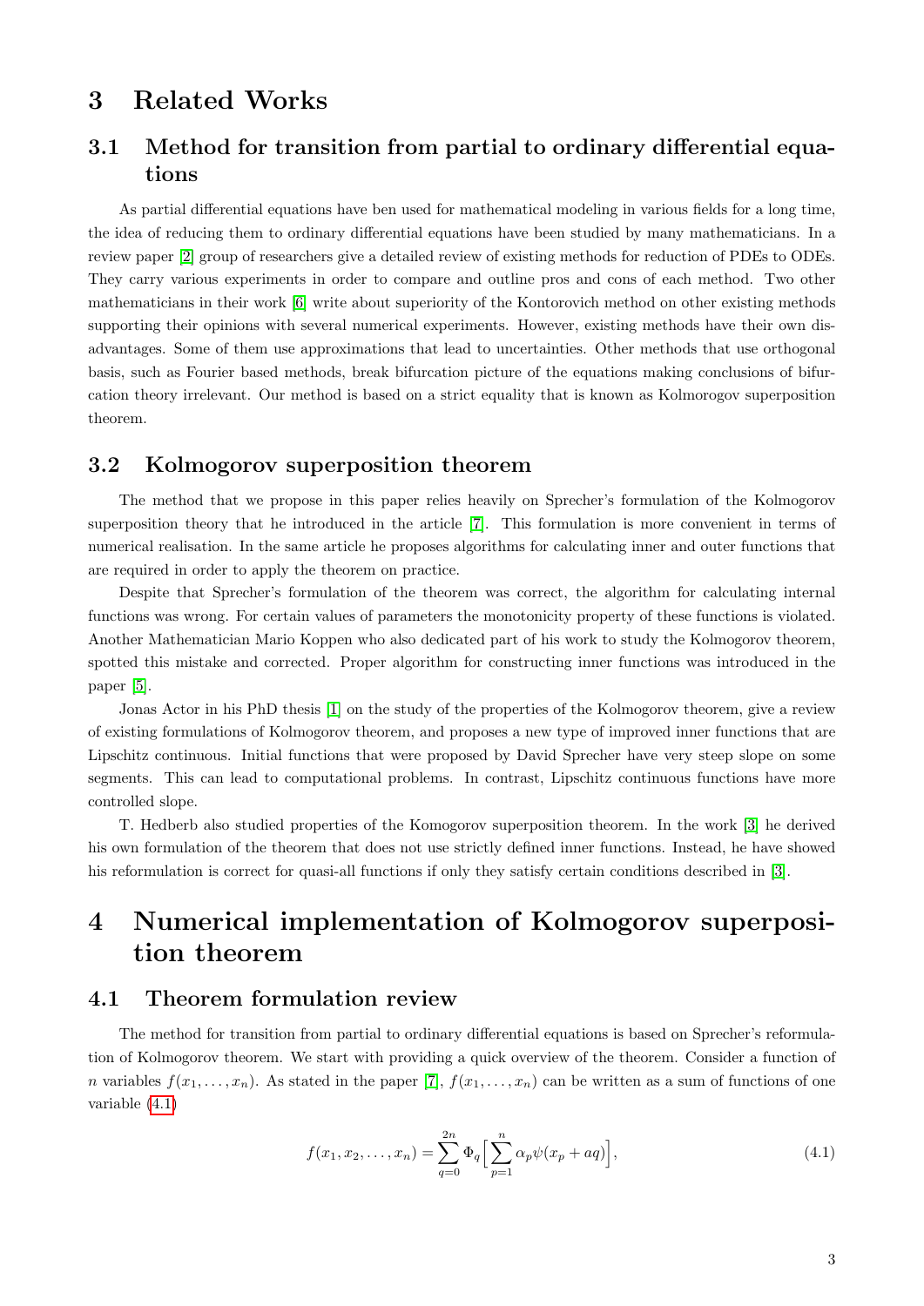# 3 Related Works

## 3.1 Method for transition from partial to ordinary differential equations

As partial differential equations have ben used for mathematical modeling in various fields for a long time, the idea of reducing them to ordinary differential equations have been studied by many mathematicians. In a review paper [2] group of researchers give a detailed review of existing methods for reduction of PDEs to ODEs. They carry various experiments in order to compare and outline pros and cons of each method. Two other mathematicians in their work [6] write about superiority of the Kontorovich method on other existing methods supporting their opinions with several numerical experiments. However, existing methods have their own disadvantages. Some of them use approximations that lead to uncertainties. Other methods that use orthogonal basis, such as Fourier based methods, break bifurcation picture of the equations making conclusions of bifurcation theory irrelevant. Our method is based on a strict equality that is known as Kolmorogov superposition theorem.

## 3.2 Kolmogorov superposition theorem

The method that we propose in this paper relies heavily on Sprecher's formulation of the Kolmogorov superposition theory that he introduced in the article [7]. This formulation is more convenient in terms of numerical realisation. In the same article he proposes algorithms for calculating inner and outer functions that are required in order to apply the theorem on practice.

Despite that Sprecher's formulation of the theorem was correct, the algorithm for calculating internal functions was wrong. For certain values of parameters the monotonicity property of these functions is violated. Another Mathematician Mario Koppen who also dedicated part of his work to study the Kolmogorov theorem, spotted this mistake and corrected. Proper algorithm for constructing inner functions was introduced in the paper [5].

Jonas Actor in his PhD thesis [1] on the study of the properties of the Kolmogorov theorem, give a review of existing formulations of Kolmogorov theorem, and proposes a new type of improved inner functions that are Lipschitz continuous. Initial functions that were proposed by David Sprecher have very steep slope on some segments. This can lead to computational problems. In contrast, Lipschitz continuous functions have more controlled slope.

T. Hedberb also studied properties of the Komogorov superposition theorem. In the work [3] he derived his own formulation of the theorem that does not use strictly defined inner functions. Instead, he have showed his reformulation is correct for quasi-all functions if only they satisfy certain conditions described in [3].

# 4 Numerical implementation of Kolmogorov superposition theorem

## 4.1 Theorem formulation review

The method for transition from partial to ordinary differential equations is based on Sprecher's reformulation of Kolmogorov theorem. We start with providing a quick overview of the theorem. Consider a function of $n$ variables $f(x_1, \dots, x_n)$. As stated in the paper [7], $f(x_1, \dots, x_n)$ can be written as a sum of functions of one variable (4.1)

$$f(x_1, x_2, \dots, x_n) = \sum_{q=0}^{2n} \Phi_q \Big[ \sum_{p=1}^{n} \alpha_p \psi(x_p + aq) \Big], \tag{4.1}$$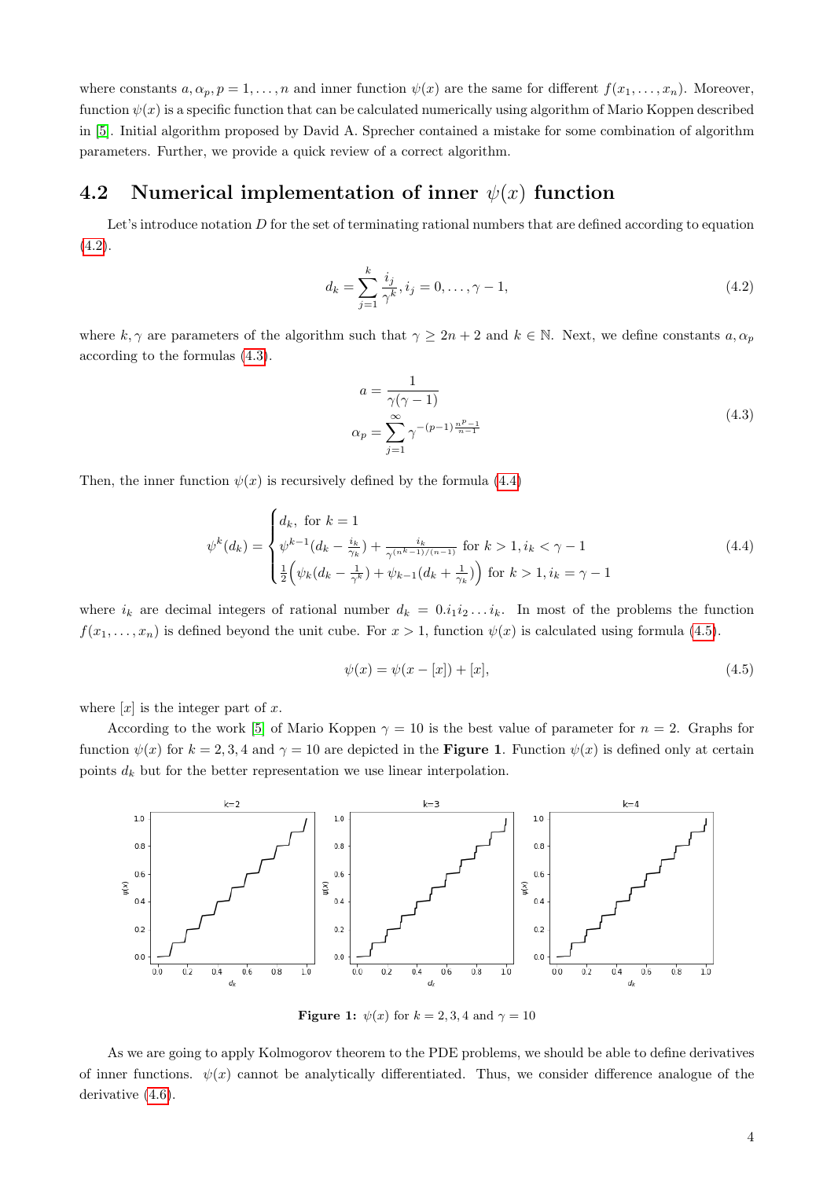where constants $a, \alpha_p, p = 1, \ldots, n$ and inner function $\psi(x)$ are the same for different $f(x_1, \ldots, x_n)$. Moreover, function $\psi(x)$ is a specific function that can be calculated numerically using algorithm of Mario Koppen described in [5]. Initial algorithm proposed by David A. Sprecher contained a mistake for some combination of algorithm parameters. Further, we provide a quick review of a correct algorithm.

## 4.2 Numerical implementation of inner $\psi(x)$ function

Let's introduce notation $D$ for the set of terminating rational numbers that are defined according to equation (4.2).

$$d_k = \sum_{j=1}^{k} \frac{i_j}{\gamma^k}, i_j = 0, \ldots, \gamma - 1, \tag{4.2}$$

where $k, \gamma$ are parameters of the algorithm such that $\gamma \geq 2n + 2$ and $k \in \mathbb{N}$. Next, we define constants $a, \alpha_p$ according to the formulas (4.3).

$$\begin{aligned} a &= \frac{1}{\gamma(\gamma - 1)} \\ \alpha_p &= \sum_{j=1}^{\infty} \gamma^{-(p-1)\frac{n^p - 1}{n-1}} \end{aligned} \tag{4.3}$$

Then, the inner function $\psi(x)$ is recursively defined by the formula (4.4)

$$\psi^k(d_k) = \begin{cases} d_k, \text{ for } k = 1 \\ \psi^{k-1}(d_k - \frac{i_k}{\gamma_k}) + \frac{i_k}{\gamma^{(n^k-1)/(n-1)}} \text{ for } k > 1, i_k < \gamma - 1 \\ \frac{1}{2}\Big(\psi_k(d_k - \frac{1}{\gamma^k}) + \psi_{k-1}(d_k + \frac{1}{\gamma_k})\Big) \text{ for } k > 1, i_k = \gamma - 1 \end{cases} \tag{4.4}$$

where $i_k$ are decimal integers of rational number $d_k = 0.i_1 i_2 \ldots i_k$. In most of the problems the function $f(x_1, \ldots, x_n)$ is defined beyond the unit cube. For $x > 1$, function $\psi(x)$ is calculated using formula (4.5).

$$\psi(x) = \psi(x - [x]) + [x], \tag{4.5}$$

where $[x]$ is the integer part of $x$.

According to the work [5] of Mario Koppen $\gamma = 10$ is the best value of parameter for $n = 2$. Graphs for function $\psi(x)$ for $k = 2, 3, 4$ and $\gamma = 10$ are depicted in the **Figure 1**. Function $\psi(x)$ is defined only at certain points $d_k$ but for the better representation we use linear interpolation.

**Figure 1:** $\psi(x)$ for $k = 2, 3, 4$ and $\gamma = 10$

As we are going to apply Kolmogorov theorem to the PDE problems, we should be able to define derivatives of inner functions. $\psi(x)$ cannot be analytically differentiated. Thus, we consider difference analogue of the derivative (4.6).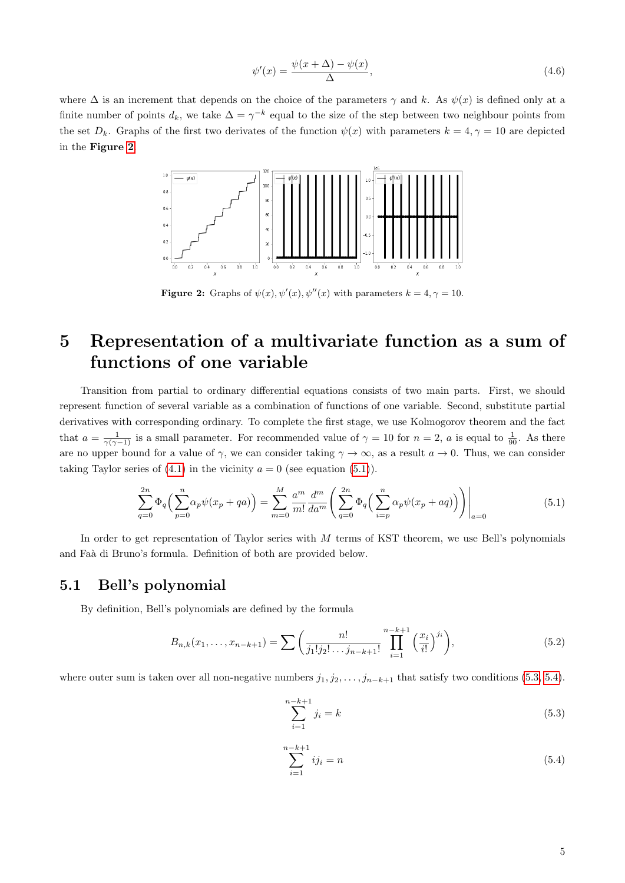$$\psi'(x) = \frac{\psi(x+\Delta) - \psi(x)}{\Delta}, \tag{4.6}$$

where $\Delta$ is an increment that depends on the choice of the parameters $\gamma$ and $k$. As $\psi(x)$ is defined only at a finite number of points $d_k$, we take $\Delta = \gamma^{-k}$ equal to the size of the step between two neighbour points from the set $D_k$. Graphs of the first two derivates of the function $\psi(x)$ with parameters $k = 4, \gamma = 10$ are depicted in the **Figure 2**

**Figure 2:** Graphs of $\psi(x), \psi'(x), \psi''(x)$ with parameters $k = 4, \gamma = 10$.

# 5 Representation of a multivariate function as a sum of functions of one variable

Transition from partial to ordinary differential equations consists of two main parts. First, we should represent function of several variable as a combination of functions of one variable. Second, substitute partial derivatives with corresponding ordinary. To complete the first stage, we use Kolmogorov theorem and the fact that $a = \frac{1}{\gamma(\gamma-1)}$ is a small parameter. For recommended value of $\gamma = 10$ for $n = 2$, $a$ is equal to $\frac{1}{90}$. As there are no upper bound for a value of $\gamma$, we can consider taking $\gamma \to \infty$, as a result $a \to 0$. Thus, we can consider taking Taylor series of (4.1) in the vicinity $a = 0$ (see equation (5.1)).

$$\sum_{q=0}^{2n} \Phi_q\Big(\sum_{p=0}^{n} \alpha_p \psi(x_p + qa)\Big) = \sum_{m=0}^{M} \frac{a^m}{m!} \frac{d^m}{da^m} \left( \sum_{q=0}^{2n} \Phi_q\Big(\sum_{i=p}^{n} \alpha_p \psi(x_p + aq)\Big) \right) \Bigg|_{a=0} \tag{5.1}$$

In order to get representation of Taylor series with $M$ terms of KST theorem, we use Bell's polynomials and Faà di Bruno's formula. Definition of both are provided below.

## 5.1 Bell's polynomial

By definition, Bell's polynomials are defined by the formula

$$B_{n,k}(x_1, \ldots, x_{n-k+1}) = \sum \left( \frac{n!}{j_1! j_2! \ldots j_{n-k+1}!} \prod_{i=1}^{n-k+1} \Big(\frac{x_i}{i!}\Big)^{j_i} \right), \tag{5.2}$$

where outer sum is taken over all non-negative numbers $j_1, j_2, \ldots, j_{n-k+1}$ that satisfy two conditions (5.3, 5.4).

$$\sum_{i=1}^{n-k+1} j_i = k \tag{5.3}$$

$$\sum_{i=1}^{n-k+1} i j_i = n \tag{5.4}$$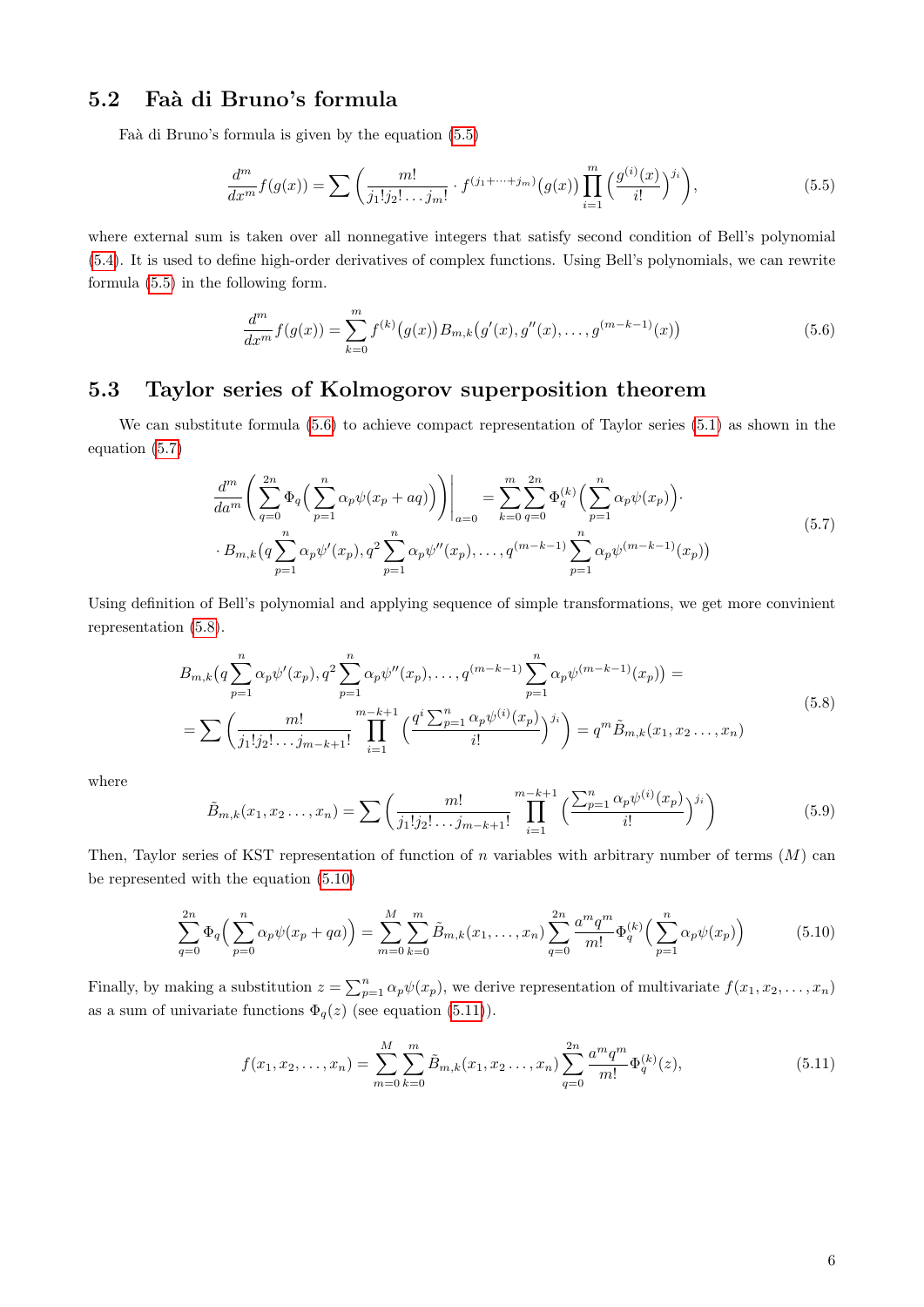## 5.2 Faà di Bruno's formula

Faà di Bruno's formula is given by the equation (5.5)

$$\frac{d^m}{dx^m} f(g(x)) = \sum \left( \frac{m!}{j_1! j_2! \dots j_m!} \cdot f^{(j_1+\dots+j_m)}\big(g(x)\big) \prod_{i=1}^{m} \Big( \frac{g^{(i)}(x)}{i!} \Big)^{j_i} \right), \tag{5.5}$$

where external sum is taken over all nonnegative integers that satisfy second condition of Bell's polynomial (5.4). It is used to define high-order derivatives of complex functions. Using Bell's polynomials, we can rewrite formula (5.5) in the following form.

$$\frac{d^m}{dx^m} f(g(x)) = \sum_{k=0}^{m} f^{(k)}\big(g(x)\big) B_{m,k}\big(g'(x), g''(x), \dots, g^{(m-k-1)}(x)\big) \tag{5.6}$$

## 5.3 Taylor series of Kolmogorov superposition theorem

We can substitute formula (5.6) to achieve compact representation of Taylor series (5.1) as shown in the equation (5.7)

$$\begin{aligned} \frac{d^m}{da^m} \left( \sum_{q=0}^{2n} \Phi_q\Big( \sum_{p=1}^{n} \alpha_p \psi(x_p + aq) \Big) \right) \bigg|_{a=0} &= \sum_{k=0}^{m} \sum_{q=0}^{2n} \Phi_q^{(k)}\Big( \sum_{p=1}^{n} \alpha_p \psi(x_p) \Big) \cdot \\ \cdot B_{m,k}\big(q \sum_{p=1}^{n} \alpha_p \psi'(x_p), q^2 \sum_{p=1}^{n} \alpha_p \psi''(x_p), \dots, q^{(m-k-1)} \sum_{p=1}^{n} \alpha_p \psi^{(m-k-1)}(x_p)\big) \end{aligned} \tag{5.7}$$

Using definition of Bell's polynomial and applying sequence of simple transformations, we get more convinient representation (5.8).

$$\begin{aligned} & B_{m,k}\big(q \sum_{p=1}^{n} \alpha_p \psi'(x_p), q^2 \sum_{p=1}^{n} \alpha_p \psi''(x_p), \dots, q^{(m-k-1)} \sum_{p=1}^{n} \alpha_p \psi^{(m-k-1)}(x_p)\big) = \\ & = \sum \left( \frac{m!}{j_1! j_2! \dots j_{m-k+1}!} \prod_{i=1}^{m-k+1} \Big( \frac{q^i \sum_{p=1}^{n} \alpha_p \psi^{(i)}(x_p)}{i!} \Big)^{j_i} \right) = q^m \tilde{B}_{m,k}(x_1, x_2 \dots, x_n) \end{aligned} \tag{5.8}$$

where

$$\tilde{B}_{m,k}(x_1, x_2 \dots, x_n) = \sum \left( \frac{m!}{j_1! j_2! \dots j_{m-k+1}!} \prod_{i=1}^{m-k+1} \Big( \frac{\sum_{p=1}^{n} \alpha_p \psi^{(i)}(x_p)}{i!} \Big)^{j_i} \right) \tag{5.9}$$

Then, Taylor series of KST representation of function of $n$ variables with arbitrary number of terms ($M$) can be represented with the equation (5.10)

$$\sum_{q=0}^{2n} \Phi_q\Big( \sum_{p=0}^{n} \alpha_p \psi(x_p + qa) \Big) = \sum_{m=0}^{M} \sum_{k=0}^{m} \tilde{B}_{m,k}(x_1, \dots, x_n) \sum_{q=0}^{2n} \frac{a^m q^m}{m!} \Phi_q^{(k)}\Big( \sum_{p=1}^{n} \alpha_p \psi(x_p) \Big) \tag{5.10}$$

Finally, by making a substitution $z = \sum_{p=1}^{n} \alpha_p \psi(x_p)$, we derive representation of multivariate $f(x_1, x_2, \dots, x_n)$ as a sum of univariate functions $\Phi_q(z)$ (see equation (5.11)).

$$f(x_1, x_2, \dots, x_n) = \sum_{m=0}^{M} \sum_{k=0}^{m} \tilde{B}_{m,k}(x_1, x_2 \dots, x_n) \sum_{q=0}^{2n} \frac{a^m q^m}{m!} \Phi_q^{(k)}(z), \tag{5.11}$$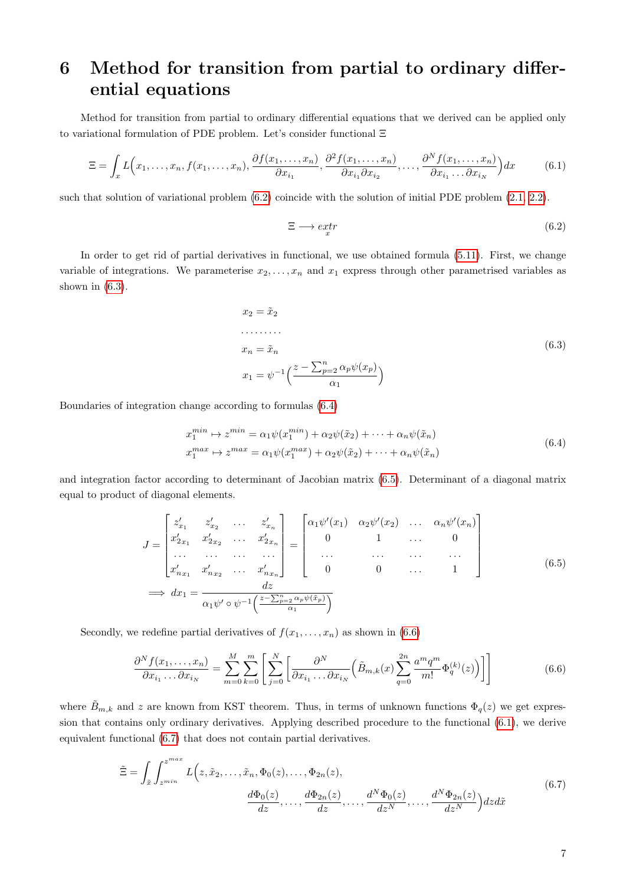# 6 Method for transition from partial to ordinary differential equations

Method for transition from partial to ordinary differential equations that we derived can be applied only to variational formulation of PDE problem. Let's consider functional $\Xi$

$$\Xi = \int_x L\Big(x_1, \dots, x_n, f(x_1, \dots, x_n), \frac{\partial f(x_1, \dots, x_n)}{\partial x_{i_1}}, \frac{\partial^2 f(x_1, \dots, x_n)}{\partial x_{i_1} \partial x_{i_2}}, \dots, \frac{\partial^N f(x_1, \dots, x_n)}{\partial x_{i_1} \dots \partial x_{i_N}}\Big) dx \tag{6.1}$$

such that solution of variational problem (6.2) coincide with the solution of initial PDE problem (2.1, 2.2).

$$\Xi \longrightarrow \underset{x}{extr} \tag{6.2}$$

In order to get rid of partial derivatives in functional, we use obtained formula (5.11). First, we change variable of integrations. We parameterise $x_2, \dots, x_n$ and $x_1$ express through other parametrised variables as shown in (6.3).

$$\begin{aligned}
x_2 &= \tilde{x}_2 \\
&\dots\dots\dots \\
x_n &= \tilde{x}_n \\
x_1 &= \psi^{-1}\Big(\frac{z - \sum_{p=2}^n \alpha_p \psi(x_p)}{\alpha_1}\Big)
\end{aligned} \tag{6.3}$$

Boundaries of integration change according to formulas (6.4)

$$\begin{aligned}
x_1^{min} &\mapsto z^{min} = \alpha_1 \psi(x_1^{min}) + \alpha_2 \psi(\tilde{x}_2) + \dots + \alpha_n \psi(\tilde{x}_n) \\
x_1^{max} &\mapsto z^{max} = \alpha_1 \psi(x_1^{max}) + \alpha_2 \psi(\tilde{x}_2) + \dots + \alpha_n \psi(\tilde{x}_n)
\end{aligned} \tag{6.4}$$

and integration factor according to determinant of Jacobian matrix (6.5). Determinant of a diagonal matrix equal to product of diagonal elements.

$$\begin{aligned}
J &= \begin{bmatrix} z'_{x_1} & z'_{x_2} & \dots & z'_{x_n} \\ x'_{2x_1} & x'_{2x_2} & \dots & x'_{2x_n} \\ \dots & \dots & \dots & \dots \\ x'_{nx_1} & x'_{nx_2} & \dots & x'_{nx_n} \end{bmatrix} = \begin{bmatrix} \alpha_1 \psi'(x_1) & \alpha_2 \psi'(x_2) & \dots & \alpha_n \psi'(x_n) \\ 0 & 1 & \dots & 0 \\ \dots & \dots & \dots & \dots \\ 0 & 0 & \dots & 1 \end{bmatrix} \\
\implies dx_1 &= \frac{dz}{\alpha_1 \psi' \circ \psi^{-1}\Big(\frac{z - \sum_{p=2}^n \alpha_p \psi(\tilde{x}_p)}{\alpha_1}\Big)}
\end{aligned} \tag{6.5}$$

Secondly, we redefine partial derivatives of $f(x_1, \dots, x_n)$ as shown in (6.6)

$$\frac{\partial^N f(x_1, \dots, x_n)}{\partial x_{i_1} \dots \partial x_{i_N}} = \sum_{m=0}^M \sum_{k=0}^m \Bigg[\sum_{j=0}^N \Bigg[\frac{\partial^N}{\partial x_{i_1} \dots \partial x_{i_N}} \Big(\tilde{B}_{m,k}(x) \sum_{q=0}^{2n} \frac{a^m q^m}{m!} \Phi_q^{(k)}(z)\Big)\Bigg]\Bigg] \tag{6.6}$$

where $\tilde{B}_{m,k}$ and $z$ are known from KST theorem. Thus, in terms of unknown functions $\Phi_q(z)$ we get expression that contains only ordinary derivatives. Applying described procedure to the functional (6.1), we derive equivalent functional (6.7) that does not contain partial derivatives.

$$\begin{aligned}
\tilde{\Xi} = \int_{\tilde{x}} \int_{z^{min}}^{z^{max}} L\Big(& z, \tilde{x}_2, \dots, \tilde{x}_n, \Phi_0(z), \dots, \Phi_{2n}(z), \\
& \frac{d\Phi_0(z)}{dz}, \dots, \frac{d\Phi_{2n}(z)}{dz}, \dots, \frac{d^N \Phi_0(z)}{dz^N}, \dots, \frac{d^N \Phi_{2n}(z)}{dz^N}\Big) dz d\tilde{x}
\end{aligned} \tag{6.7}$$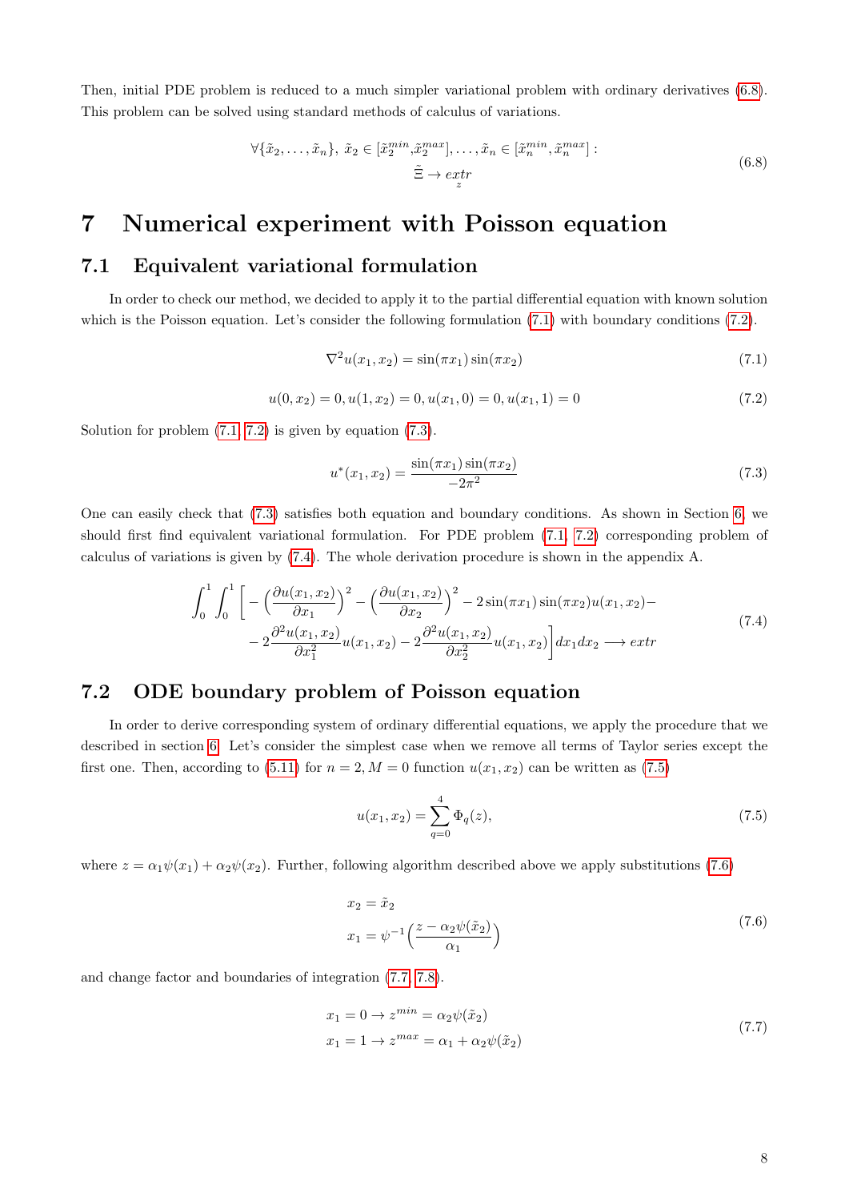Then, initial PDE problem is reduced to a much simpler variational problem with ordinary derivatives (6.8). This problem can be solved using standard methods of calculus of variations.

$$
\begin{gathered}
\forall \{\tilde{x}_2, \ldots, \tilde{x}_n\},\ \tilde{x}_2 \in [\tilde{x}_2^{min}, \tilde{x}_2^{max}], \ldots, \tilde{x}_n \in [\tilde{x}_n^{min}, \tilde{x}_n^{max}] : \\
\tilde{\Xi} \to \underset{z}{extr}
\end{gathered}
\tag{6.8}
$$

# 7 Numerical experiment with Poisson equation

## 7.1 Equivalent variational formulation

In order to check our method, we decided to apply it to the partial differential equation with known solution which is the Poisson equation. Let's consider the following formulation (7.1) with boundary conditions (7.2).

$$
\nabla^2 u(x_1, x_2) = \sin(\pi x_1)\sin(\pi x_2) \tag{7.1}
$$

$$
u(0, x_2) = 0, u(1, x_2) = 0, u(x_1, 0) = 0, u(x_1, 1) = 0 \tag{7.2}
$$

Solution for problem (7.1, 7.2) is given by equation (7.3).

$$
u^*(x_1, x_2) = \frac{\sin(\pi x_1)\sin(\pi x_2)}{-2\pi^2} \tag{7.3}
$$

One can easily check that (7.3) satisfies both equation and boundary conditions. As shown in Section 6, we should first find equivalent variational formulation. For PDE problem (7.1, 7.2) corresponding problem of calculus of variations is given by (7.4). The whole derivation procedure is shown in the appendix A.

$$
\begin{aligned}
\int_0^1 \int_0^1 \Big[ & -\Big(\frac{\partial u(x_1, x_2)}{\partial x_1}\Big)^2 - \Big(\frac{\partial u(x_1, x_2)}{\partial x_2}\Big)^2 - 2\sin(\pi x_1)\sin(\pi x_2) u(x_1, x_2) - \\
& - 2\frac{\partial^2 u(x_1, x_2)}{\partial x_1^2} u(x_1, x_2) - 2\frac{\partial^2 u(x_1, x_2)}{\partial x_2^2} u(x_1, x_2) \Big] dx_1 dx_2 \longrightarrow extr
\end{aligned}
\tag{7.4}
$$

## 7.2 ODE boundary problem of Poisson equation

In order to derive corresponding system of ordinary differential equations, we apply the procedure that we described in section 6. Let's consider the simplest case when we remove all terms of Taylor series except the first one. Then, according to (5.11) for $n = 2, M = 0$ function $u(x_1, x_2)$ can be written as (7.5)

$$
u(x_1, x_2) = \sum_{q=0}^{4} \Phi_q(z), \tag{7.5}
$$

where $z = \alpha_1 \psi(x_1) + \alpha_2 \psi(x_2)$. Further, following algorithm described above we apply substitutions (7.6)

$$
\begin{aligned}
x_2 &= \tilde{x}_2 \\
x_1 &= \psi^{-1}\Big(\frac{z - \alpha_2 \psi(\tilde{x}_2)}{\alpha_1}\Big)
\end{aligned}
\tag{7.6}
$$

and change factor and boundaries of integration (7.7, 7.8).

$$
\begin{aligned}
x_1 = 0 &\to z^{min} = \alpha_2 \psi(\tilde{x}_2) \\
x_1 = 1 &\to z^{max} = \alpha_1 + \alpha_2 \psi(\tilde{x}_2)
\end{aligned}
\tag{7.7}
$$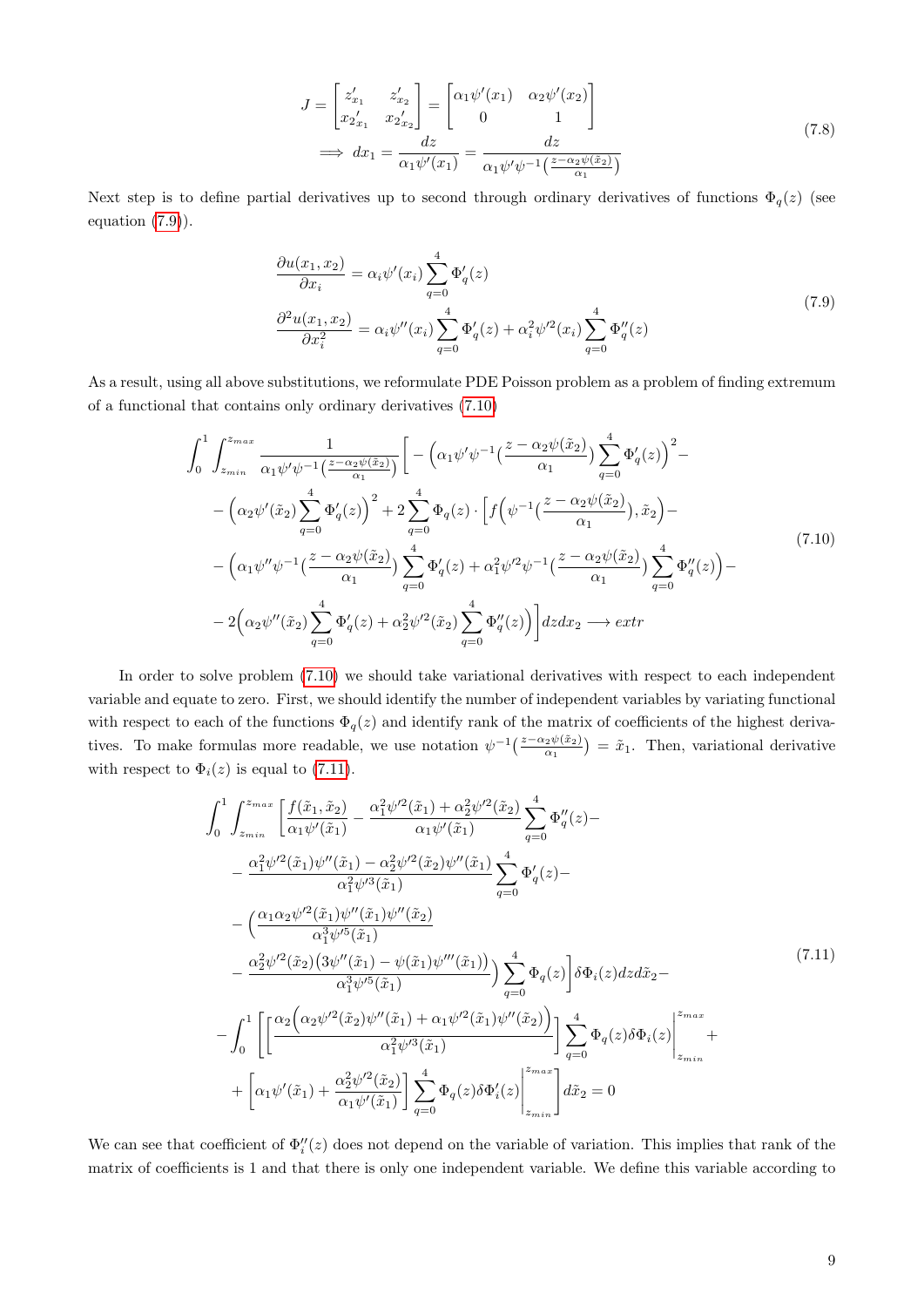$$
\begin{aligned}
J = \begin{bmatrix} z'_{x_1} & z'_{x_2} \\ {x_2}'_{x_1} & {x_2}'_{x_2} \end{bmatrix} &= \begin{bmatrix} \alpha_1 \psi'(x_1) & \alpha_2 \psi'(x_2) \\ 0 & 1 \end{bmatrix} \\
\implies dx_1 = \frac{dz}{\alpha_1 \psi'(x_1)} &= \frac{dz}{\alpha_1 \psi' \psi^{-1}\big(\frac{z - \alpha_2 \psi(\tilde{x}_2)}{\alpha_1}\big)}
\end{aligned} \tag{7.8}
$$

Next step is to define partial derivatives up to second through ordinary derivatives of functions $\Phi_q(z)$ (see equation (7.9)).

$$
\begin{aligned}
\frac{\partial u(x_1, x_2)}{\partial x_i} &= \alpha_i \psi'(x_i) \sum_{q=0}^{4} \Phi'_q(z) \\
\frac{\partial^2 u(x_1, x_2)}{\partial x_i^2} &= \alpha_i \psi''(x_i) \sum_{q=0}^{4} \Phi'_q(z) + \alpha_i^2 \psi'^2(x_i) \sum_{q=0}^{4} \Phi''_q(z)
\end{aligned} \tag{7.9}
$$

As a result, using all above substitutions, we reformulate PDE Poisson problem as a problem of finding extremum of a functional that contains only ordinary derivatives (7.10)

$$
\begin{aligned}
&\int_0^1 \int_{z_{min}}^{z_{max}} \frac{1}{\alpha_1 \psi' \psi^{-1}\big(\frac{z - \alpha_2 \psi(\tilde{x}_2)}{\alpha_1}\big)} \Bigg[ - \Big( \alpha_1 \psi' \psi^{-1}\big(\frac{z - \alpha_2 \psi(\tilde{x}_2)}{\alpha_1}\big) \sum_{q=0}^{4} \Phi'_q(z) \Big)^2 - \\
&- \Big( \alpha_2 \psi'(\tilde{x}_2) \sum_{q=0}^{4} \Phi'_q(z) \Big)^2 + 2 \sum_{q=0}^{4} \Phi_q(z) \cdot \Big[ f\Big( \psi^{-1}\big(\frac{z - \alpha_2 \psi(\tilde{x}_2)}{\alpha_1}\big), \tilde{x}_2 \Big) - \\
&- \Big( \alpha_1 \psi'' \psi^{-1}\big(\frac{z - \alpha_2 \psi(\tilde{x}_2)}{\alpha_1}\big) \sum_{q=0}^{4} \Phi'_q(z) + \alpha_1^2 \psi'^2 \psi^{-1}\big(\frac{z - \alpha_2 \psi(\tilde{x}_2)}{\alpha_1}\big) \sum_{q=0}^{4} \Phi''_q(z) \Big) - \\
&- 2 \Big( \alpha_2 \psi''(\tilde{x}_2) \sum_{q=0}^{4} \Phi'_q(z) + \alpha_2^2 \psi'^2(\tilde{x}_2) \sum_{q=0}^{4} \Phi''_q(z) \Big) \Bigg] dz dx_2 \longrightarrow extr
\end{aligned} \tag{7.10}
$$

In order to solve problem (7.10) we should take variational derivatives with respect to each independent variable and equate to zero. First, we should identify the number of independent variables by variating functional with respect to each of the functions $\Phi_q(z)$ and identify rank of the matrix of coefficients of the highest derivatives. To make formulas more readable, we use notation $\psi^{-1}\big(\frac{z - \alpha_2 \psi(\tilde{x}_2)}{\alpha_1}\big) = \tilde{x}_1$. Then, variational derivative with respect to $\Phi_i(z)$ is equal to (7.11).

$$
\begin{aligned}
&\int_0^1 \int_{z_{min}}^{z_{max}} \Bigg[ \frac{f(\tilde{x}_1, \tilde{x}_2)}{\alpha_1 \psi'(\tilde{x}_1)} - \frac{\alpha_1^2 \psi'^2(\tilde{x}_1) + \alpha_2^2 \psi'^2(\tilde{x}_2)}{\alpha_1 \psi'(\tilde{x}_1)} \sum_{q=0}^{4} \Phi''_q(z) - \\
&- \frac{\alpha_1^2 \psi'^2(\tilde{x}_1) \psi''(\tilde{x}_1) - \alpha_2^2 \psi'^2(\tilde{x}_2) \psi''(\tilde{x}_1)}{\alpha_1^2 \psi'^3(\tilde{x}_1)} \sum_{q=0}^{4} \Phi'_q(z) - \\
&- \Big( \frac{\alpha_1 \alpha_2 \psi'^2(\tilde{x}_1) \psi''(\tilde{x}_1) \psi''(\tilde{x}_2)}{\alpha_1^3 \psi'^5(\tilde{x}_1)} \\
&- \frac{\alpha_2^2 \psi'^2(\tilde{x}_2) \big( 3\psi''(\tilde{x}_1) - \psi(\tilde{x}_1) \psi'''(\tilde{x}_1) \big)}{\alpha_1^3 \psi'^5(\tilde{x}_1)} \Big) \sum_{q=0}^{4} \Phi_q(z) \Bigg] \delta \Phi_i(z) dz d\tilde{x}_2 - \\
&- \int_0^1 \Bigg[ \Bigg[ \frac{\alpha_2 \Big( \alpha_2 \psi'^2(\tilde{x}_2) \psi''(\tilde{x}_1) + \alpha_1 \psi'^2(\tilde{x}_1) \psi''(\tilde{x}_2) \Big)}{\alpha_1^2 \psi'^3(\tilde{x}_1)} \Bigg] \sum_{q=0}^{4} \Phi_q(z) \delta \Phi_i(z) \Bigg|_{z_{min}}^{z_{max}} + \\
&+ \Bigg[ \alpha_1 \psi'(\tilde{x}_1) + \frac{\alpha_2^2 \psi'^2(\tilde{x}_2)}{\alpha_1 \psi'(\tilde{x}_1)} \Bigg] \sum_{q=0}^{4} \Phi_q(z) \delta \Phi'_i(z) \Bigg|_{z_{min}}^{z_{max}} \Bigg] d\tilde{x}_2 = 0
\end{aligned} \tag{7.11}
$$

We can see that coefficient of $\Phi''_i(z)$ does not depend on the variable of variation. This implies that rank of the matrix of coefficients is 1 and that there is only one independent variable. We define this variable according to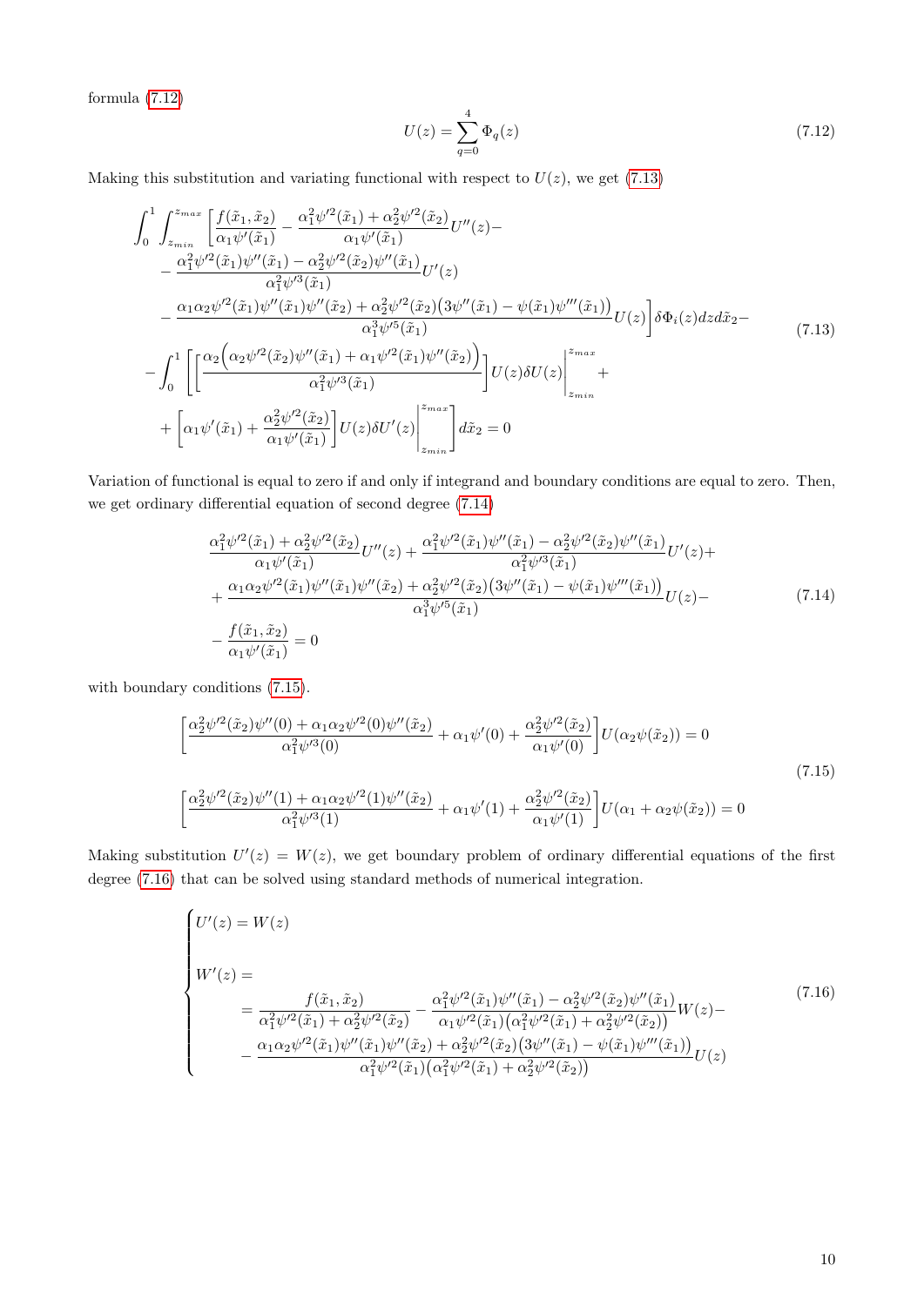formula (7.12)

$$U(z) = \sum_{q=0}^{4} \Phi_q(z) \tag{7.12}$$

Making this substitution and variating functional with respect to $U(z)$, we get (7.13)

$$\begin{aligned}
&\int_0^1 \int_{z_{min}}^{z_{max}} \left[ \frac{f(\tilde{x}_1, \tilde{x}_2)}{\alpha_1 \psi'(\tilde{x}_1)} - \frac{\alpha_1^2 \psi'^2(\tilde{x}_1) + \alpha_2^2 \psi'^2(\tilde{x}_2)}{\alpha_1 \psi'(\tilde{x}_1)} U''(z) - \right. \\
&- \frac{\alpha_1^2 \psi'^2(\tilde{x}_1) \psi''(\tilde{x}_1) - \alpha_2^2 \psi'^2(\tilde{x}_2) \psi''(\tilde{x}_1)}{\alpha_1^2 \psi'^3(\tilde{x}_1)} U'(z) \\
&\left. - \frac{\alpha_1 \alpha_2 \psi'^2(\tilde{x}_1) \psi''(\tilde{x}_1) \psi''(\tilde{x}_2) + \alpha_2^2 \psi'^2(\tilde{x}_2) \big( 3\psi''(\tilde{x}_1) - \psi(\tilde{x}_1) \psi'''(\tilde{x}_1) \big)}{\alpha_1^3 \psi'^5(\tilde{x}_1)} U(z) \right] \delta \Phi_i(z) dz d\tilde{x}_2 - \\
&- \int_0^1 \left[ \left[ \frac{\alpha_2 \Big( \alpha_2 \psi'^2(\tilde{x}_2) \psi''(\tilde{x}_1) + \alpha_1 \psi'^2(\tilde{x}_1) \psi''(\tilde{x}_2) \Big)}{\alpha_1^2 \psi'^3(\tilde{x}_1)} \right] U(z) \delta U(z) \Bigg|_{z_{min}}^{z_{max}} + \right. \\
&\left. + \left[ \alpha_1 \psi'(\tilde{x}_1) + \frac{\alpha_2^2 \psi'^2(\tilde{x}_2)}{\alpha_1 \psi'(\tilde{x}_1)} \right] U(z) \delta U'(z) \Bigg|_{z_{min}}^{z_{max}} \right] d\tilde{x}_2 = 0
\end{aligned} \tag{7.13}$$

Variation of functional is equal to zero if and only if integrand and boundary conditions are equal to zero. Then, we get ordinary differential equation of second degree (7.14)

$$\begin{aligned}
&\frac{\alpha_1^2 \psi'^2(\tilde{x}_1) + \alpha_2^2 \psi'^2(\tilde{x}_2)}{\alpha_1 \psi'(\tilde{x}_1)} U''(z) + \frac{\alpha_1^2 \psi'^2(\tilde{x}_1) \psi''(\tilde{x}_1) - \alpha_2^2 \psi'^2(\tilde{x}_2) \psi''(\tilde{x}_1)}{\alpha_1^2 \psi'^3(\tilde{x}_1)} U'(z) + \\
&+ \frac{\alpha_1 \alpha_2 \psi'^2(\tilde{x}_1) \psi''(\tilde{x}_1) \psi''(\tilde{x}_2) + \alpha_2^2 \psi'^2(\tilde{x}_2) \big( 3\psi''(\tilde{x}_1) - \psi(\tilde{x}_1) \psi'''(\tilde{x}_1) \big)}{\alpha_1^3 \psi'^5(\tilde{x}_1)} U(z) - \\
&- \frac{f(\tilde{x}_1, \tilde{x}_2)}{\alpha_1 \psi'(\tilde{x}_1)} = 0
\end{aligned} \tag{7.14}$$

with boundary conditions (7.15).

$$\begin{aligned}
&\left[ \frac{\alpha_2^2 \psi'^2(\tilde{x}_2) \psi''(0) + \alpha_1 \alpha_2 \psi'^2(0) \psi''(\tilde{x}_2)}{\alpha_1^2 \psi'^3(0)} + \alpha_1 \psi'(0) + \frac{\alpha_2^2 \psi'^2(\tilde{x}_2)}{\alpha_1 \psi'(0)} \right] U(\alpha_2 \psi(\tilde{x}_2)) = 0 \\
&\left[ \frac{\alpha_2^2 \psi'^2(\tilde{x}_2) \psi''(1) + \alpha_1 \alpha_2 \psi'^2(1) \psi''(\tilde{x}_2)}{\alpha_1^2 \psi'^3(1)} + \alpha_1 \psi'(1) + \frac{\alpha_2^2 \psi'^2(\tilde{x}_2)}{\alpha_1 \psi'(1)} \right] U(\alpha_1 + \alpha_2 \psi(\tilde{x}_2)) = 0
\end{aligned} \tag{7.15}$$

Making substitution $U'(z) = W(z)$, we get boundary problem of ordinary differential equations of the first degree (7.16) that can be solved using standard methods of numerical integration.

$$\begin{cases}
U'(z) = W(z) \\
\\
W'(z) = \\
\quad = \dfrac{f(\tilde{x}_1, \tilde{x}_2)}{\alpha_1^2 \psi'^2(\tilde{x}_1) + \alpha_2^2 \psi'^2(\tilde{x}_2)} - \dfrac{\alpha_1^2 \psi'^2(\tilde{x}_1) \psi''(\tilde{x}_1) - \alpha_2^2 \psi'^2(\tilde{x}_2) \psi''(\tilde{x}_1)}{\alpha_1 \psi'^2(\tilde{x}_1) \big( \alpha_1^2 \psi'^2(\tilde{x}_1) + \alpha_2^2 \psi'^2(\tilde{x}_2) \big)} W(z) - \\
\quad - \dfrac{\alpha_1 \alpha_2 \psi'^2(\tilde{x}_1) \psi''(\tilde{x}_1) \psi''(\tilde{x}_2) + \alpha_2^2 \psi'^2(\tilde{x}_2) \big( 3\psi''(\tilde{x}_1) - \psi(\tilde{x}_1) \psi'''(\tilde{x}_1) \big)}{\alpha_1^2 \psi'^2(\tilde{x}_1) \big( \alpha_1^2 \psi'^2(\tilde{x}_1) + \alpha_2^2 \psi'^2(\tilde{x}_2) \big)} U(z)
\end{cases} \tag{7.16}$$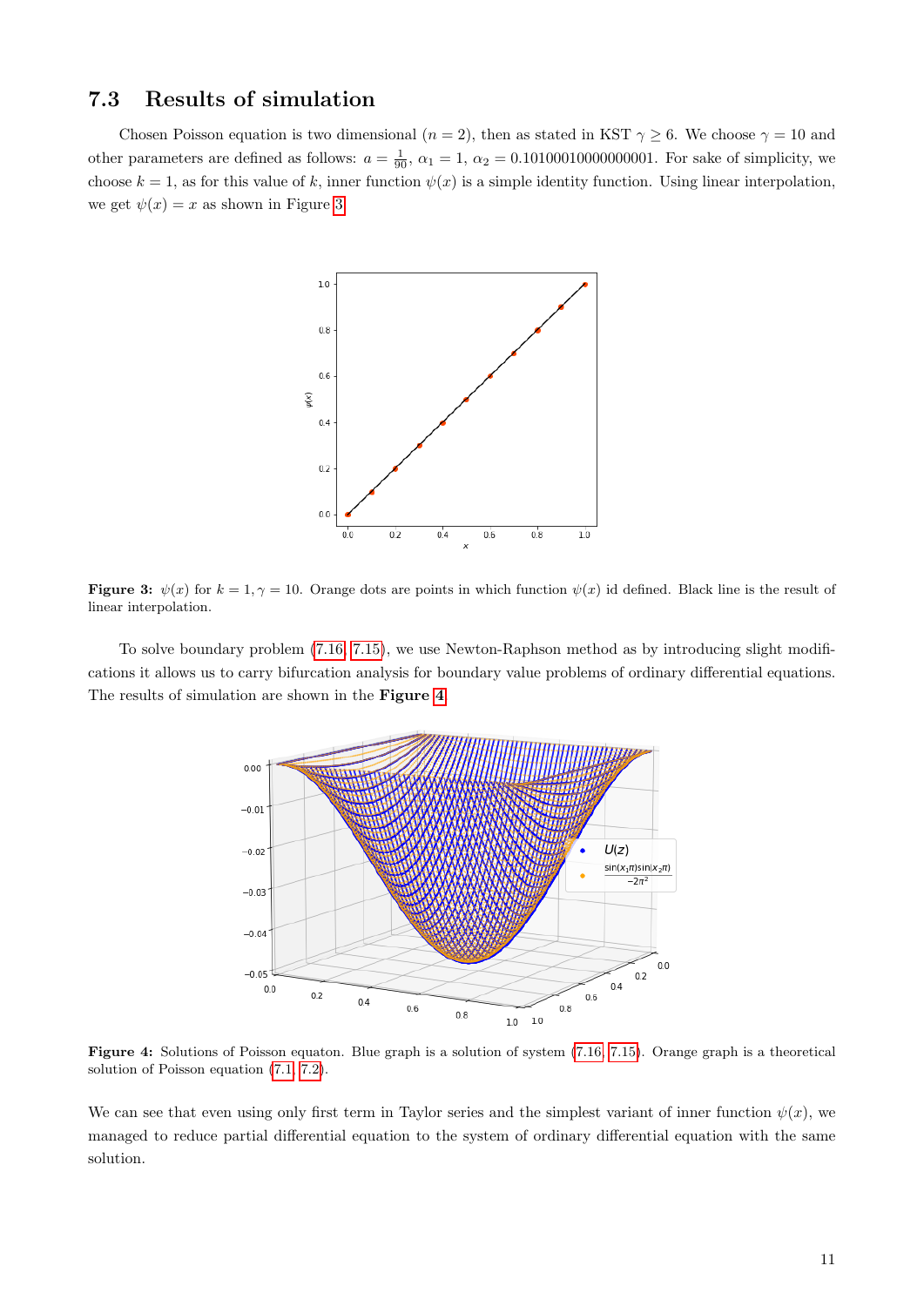### 7.3 Results of simulation

Chosen Poisson equation is two dimensional ($n = 2$), then as stated in KST $\gamma \geq 6$. We choose $\gamma = 10$ and other parameters are defined as follows: $a = \frac{1}{90}$, $\alpha_1 = 1$, $\alpha_2 = 0.10100010000000001$. For sake of simplicity, we choose $k = 1$, as for this value of $k$, inner function $\psi(x)$ is a simple identity function. Using linear interpolation, we get $\psi(x) = x$ as shown in Figure 3.

**Figure 3:** $\psi(x)$ for $k = 1, \gamma = 10$. Orange dots are points in which function $\psi(x)$ id defined. Black line is the result of linear interpolation.

To solve boundary problem (7.16, 7.15), we use Newton-Raphson method as by introducing slight modifications it allows us to carry bifurcation analysis for boundary value problems of ordinary differential equations. The results of simulation are shown in the **Figure 4**.

**Figure 4:** Solutions of Poisson equaton. Blue graph is a solution of system (7.16, 7.15). Orange graph is a theoretical solution of Poisson equation (7.1, 7.2).

We can see that even using only first term in Taylor series and the simplest variant of inner function $\psi(x)$, we managed to reduce partial differential equation to the system of ordinary differential equation with the same solution.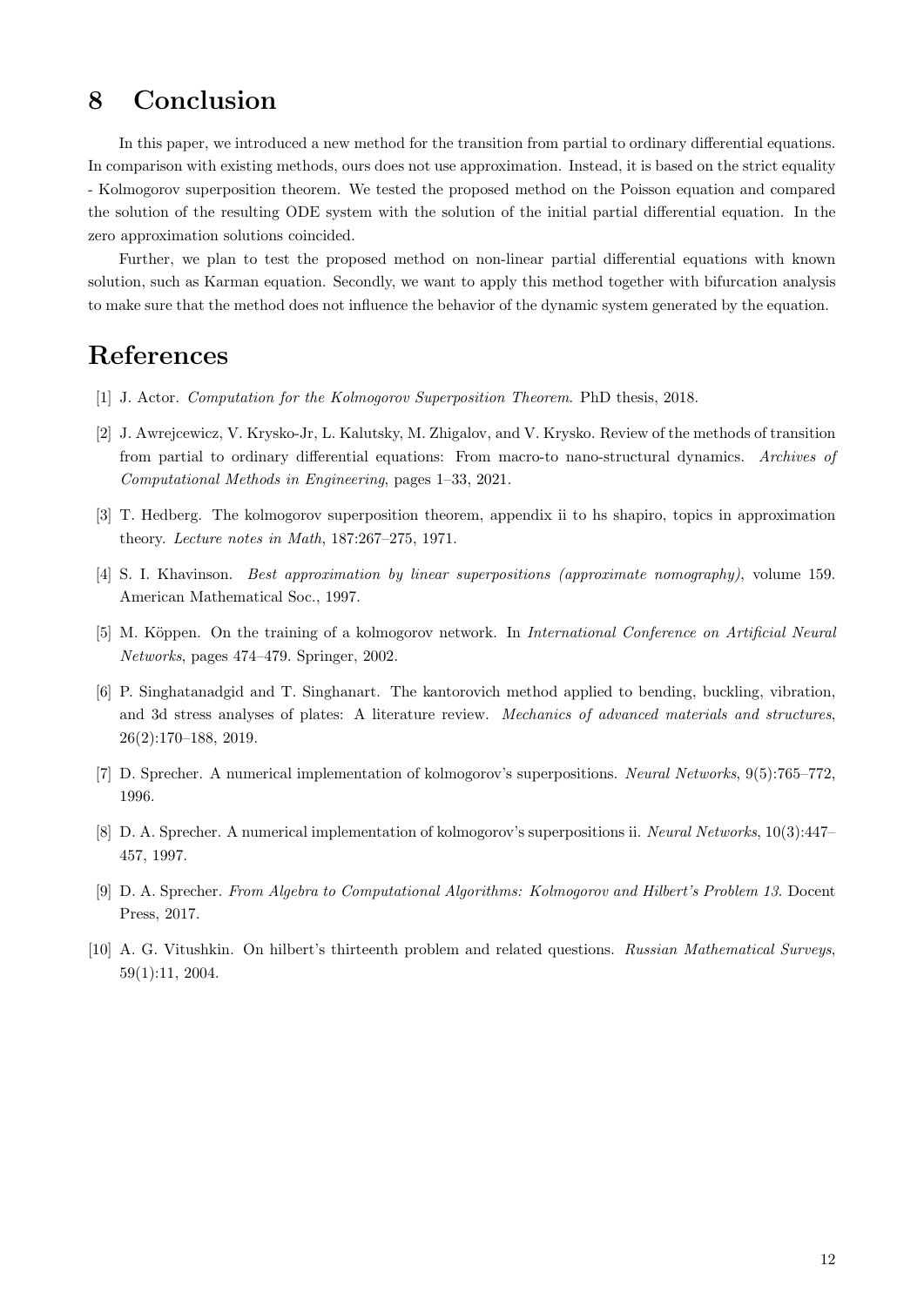## 8 Conclusion

In this paper, we introduced a new method for the transition from partial to ordinary differential equations. In comparison with existing methods, ours does not use approximation. Instead, it is based on the strict equality - Kolmogorov superposition theorem. We tested the proposed method on the Poisson equation and compared the solution of the resulting ODE system with the solution of the initial partial differential equation. In the zero approximation solutions coincided.

Further, we plan to test the proposed method on non-linear partial differential equations with known solution, such as Karman equation. Secondly, we want to apply this method together with bifurcation analysis to make sure that the method does not influence the behavior of the dynamic system generated by the equation.

## References

[1] J. Actor. *Computation for the Kolmogorov Superposition Theorem*. PhD thesis, 2018.

[2] J. Awrejcewicz, V. Krysko-Jr, L. Kalutsky, M. Zhigalov, and V. Krysko. Review of the methods of transition from partial to ordinary differential equations: From macro-to nano-structural dynamics. *Archives of Computational Methods in Engineering*, pages 1–33, 2021.

[3] T. Hedberg. The kolmogorov superposition theorem, appendix ii to hs shapiro, topics in approximation theory. *Lecture notes in Math*, 187:267–275, 1971.

[4] S. I. Khavinson. *Best approximation by linear superpositions (approximate nomography)*, volume 159. American Mathematical Soc., 1997.

[5] M. Köppen. On the training of a kolmogorov network. In *International Conference on Artificial Neural Networks*, pages 474–479. Springer, 2002.

[6] P. Singhatanadgid and T. Singhanart. The kantorovich method applied to bending, buckling, vibration, and 3d stress analyses of plates: A literature review. *Mechanics of advanced materials and structures*, 26(2):170–188, 2019.

[7] D. Sprecher. A numerical implementation of kolmogorov's superpositions. *Neural Networks*, 9(5):765–772, 1996.

[8] D. A. Sprecher. A numerical implementation of kolmogorov's superpositions ii. *Neural Networks*, 10(3):447–457, 1997.

[9] D. A. Sprecher. *From Algebra to Computational Algorithms: Kolmogorov and Hilbert's Problem 13*. Docent Press, 2017.

[10] A. G. Vitushkin. On hilbert's thirteenth problem and related questions. *Russian Mathematical Surveys*, 59(1):11, 2004.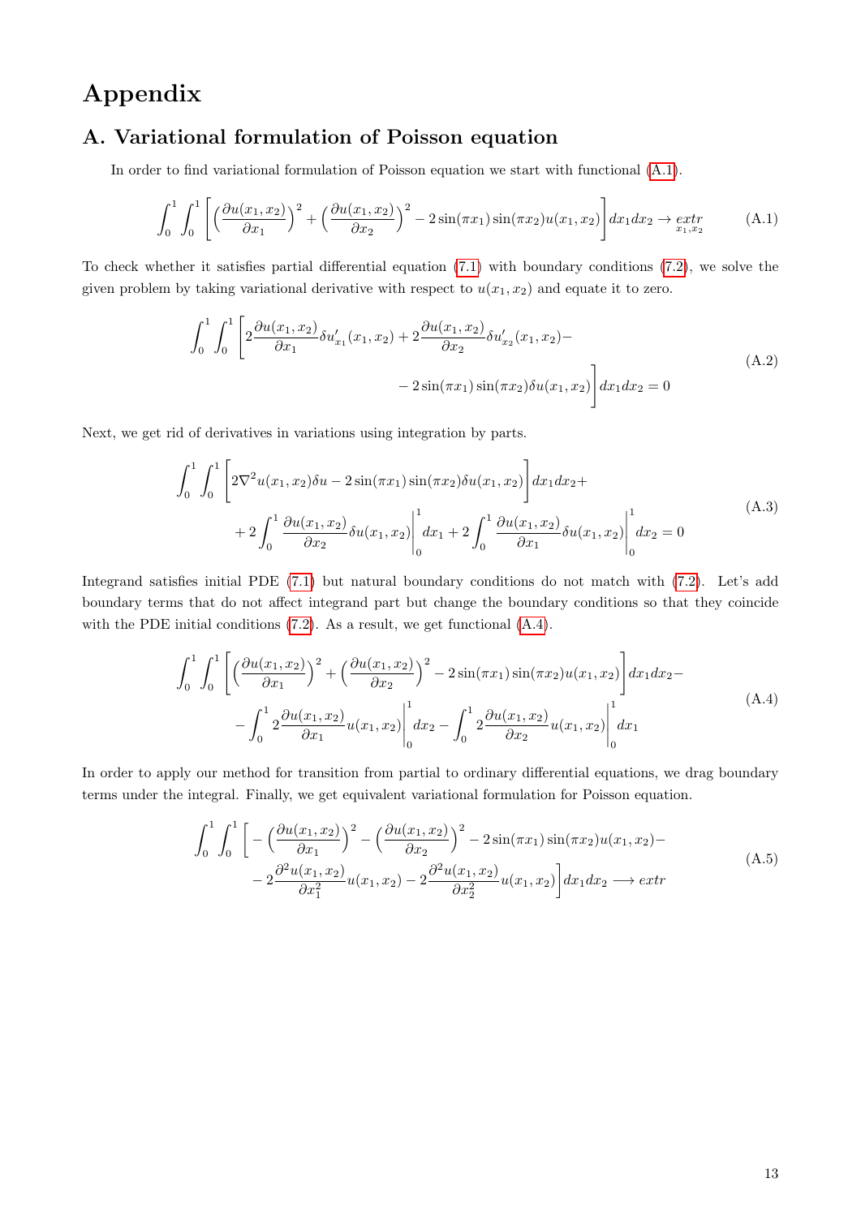# Appendix

## A. Variational formulation of Poisson equation

In order to find variational formulation of Poisson equation we start with functional (A.1).

$$\int_0^1 \int_0^1 \left[ \Big(\frac{\partial u(x_1,x_2)}{\partial x_1}\Big)^2 + \Big(\frac{\partial u(x_1,x_2)}{\partial x_2}\Big)^2 - 2\sin(\pi x_1)\sin(\pi x_2) u(x_1,x_2) \right] dx_1 dx_2 \rightarrow \underset{x_1,x_2}{extr} \tag{A.1}$$

To check whether it satisfies partial differential equation (7.1) with boundary conditions (7.2), we solve the given problem by taking variational derivative with respect to $u(x_1,x_2)$ and equate it to zero.

$$\begin{aligned}\int_0^1 \int_0^1 \Bigg[ 2\frac{\partial u(x_1,x_2)}{\partial x_1}\delta u'_{x_1}(x_1,x_2) + 2\frac{\partial u(x_1,x_2)}{\partial x_2}\delta u'_{x_2}(x_1,x_2) - \\ - 2\sin(\pi x_1)\sin(\pi x_2)\delta u(x_1,x_2) \Bigg] dx_1 dx_2 = 0\end{aligned} \tag{A.2}$$

Next, we get rid of derivatives in variations using integration by parts.

$$\begin{aligned}\int_0^1 \int_0^1 \Bigg[ 2\nabla^2 u(x_1,x_2)\delta u - 2\sin(\pi x_1)\sin(\pi x_2)\delta u(x_1,x_2) \Bigg] dx_1 dx_2 + \\ + 2\int_0^1 \frac{\partial u(x_1,x_2)}{\partial x_2}\delta u(x_1,x_2)\Bigg|_0^1 dx_1 + 2\int_0^1 \frac{\partial u(x_1,x_2)}{\partial x_1}\delta u(x_1,x_2)\Bigg|_0^1 dx_2 = 0\end{aligned} \tag{A.3}$$

Integrand satisfies initial PDE (7.1) but natural boundary conditions do not match with (7.2). Let's add boundary terms that do not affect integrand part but change the boundary conditions so that they coincide with the PDE initial conditions (7.2). As a result, we get functional (A.4).

$$\begin{aligned}\int_0^1 \int_0^1 \left[ \Big(\frac{\partial u(x_1,x_2)}{\partial x_1}\Big)^2 + \Big(\frac{\partial u(x_1,x_2)}{\partial x_2}\Big)^2 - 2\sin(\pi x_1)\sin(\pi x_2)u(x_1,x_2) \right] dx_1 dx_2 - \\ - \int_0^1 2\frac{\partial u(x_1,x_2)}{\partial x_1}u(x_1,x_2)\Bigg|_0^1 dx_2 - \int_0^1 2\frac{\partial u(x_1,x_2)}{\partial x_2}u(x_1,x_2)\Bigg|_0^1 dx_1\end{aligned} \tag{A.4}$$

In order to apply our method for transition from partial to ordinary differential equations, we drag boundary terms under the integral. Finally, we get equivalent variational formulation for Poisson equation.

$$\begin{aligned}\int_0^1 \int_0^1 \Bigg[ - \Big(\frac{\partial u(x_1,x_2)}{\partial x_1}\Big)^2 - \Big(\frac{\partial u(x_1,x_2)}{\partial x_2}\Big)^2 - 2\sin(\pi x_1)\sin(\pi x_2)u(x_1,x_2) - \\ - 2\frac{\partial^2 u(x_1,x_2)}{\partial x_1^2}u(x_1,x_2) - 2\frac{\partial^2 u(x_1,x_2)}{\partial x_2^2}u(x_1,x_2) \Bigg] dx_1 dx_2 \longrightarrow extr\end{aligned} \tag{A.5}$$